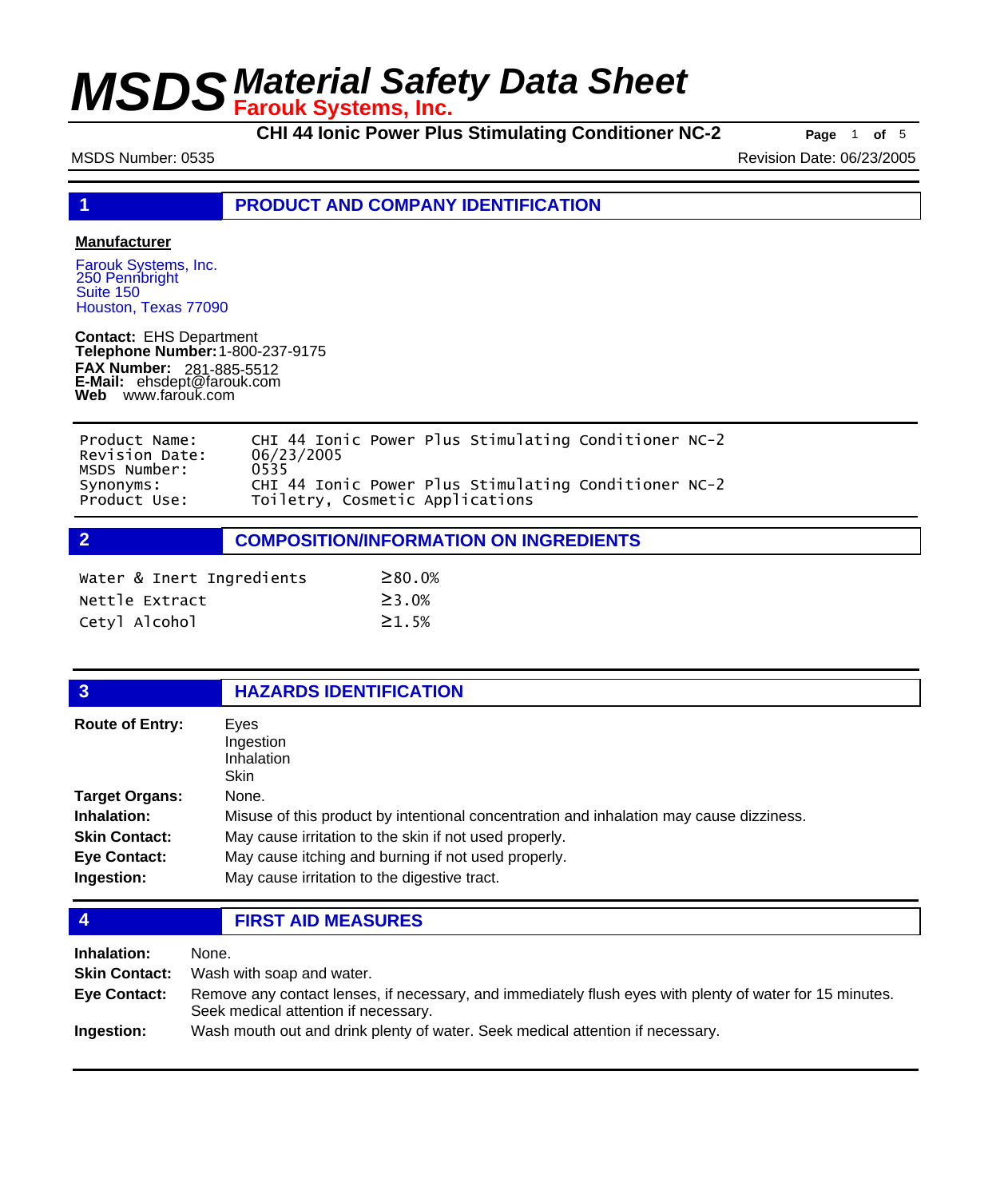# MSDS Material Safety Data Sheet
## Farouk Systems, Inc.

**CHI 44 Ionic Power Plus Stimulating Conditioner NC-2**

MSDS Number: 0535

Revision Date: 06/23/2005

## 1 PRODUCT AND COMPANY IDENTIFICATION

**Manufacturer**

Farouk Systems, Inc.
250 Pennbright
Suite 150
Houston, Texas 77090

**Contact:** EHS Department
**Telephone Number:** 1-800-237-9175
**FAX Number:** 281-885-5512
**E-Mail:** ehsdept@farouk.com
**Web** www.farouk.com

| | |
|---|---|
| Product Name: | CHI 44 Ionic Power Plus Stimulating Conditioner NC-2 |
| Revision Date: | 06/23/2005 |
| MSDS Number: | 0535 |
| Synonyms: | CHI 44 Ionic Power Plus Stimulating Conditioner NC-2 |
| Product Use: | Toiletry, Cosmetic Applications |

## 2 COMPOSITION/INFORMATION ON INGREDIENTS

| | |
|---|---|
| Water & Inert Ingredients | ≥80.0% |
| Nettle Extract | ≥3.0% |
| Cetyl Alcohol | ≥1.5% |

## 3 HAZARDS IDENTIFICATION

**Route of Entry:** Eyes
Ingestion
Inhalation
Skin

**Target Organs:** None.

**Inhalation:** Misuse of this product by intentional concentration and inhalation may cause dizziness.

**Skin Contact:** May cause irritation to the skin if not used properly.

**Eye Contact:** May cause itching and burning if not used properly.

**Ingestion:** May cause irritation to the digestive tract.

## 4 FIRST AID MEASURES

**Inhalation:** None.

**Skin Contact:** Wash with soap and water.

**Eye Contact:** Remove any contact lenses, if necessary, and immediately flush eyes with plenty of water for 15 minutes. Seek medical attention if necessary.

**Ingestion:** Wash mouth out and drink plenty of water. Seek medical attention if necessary.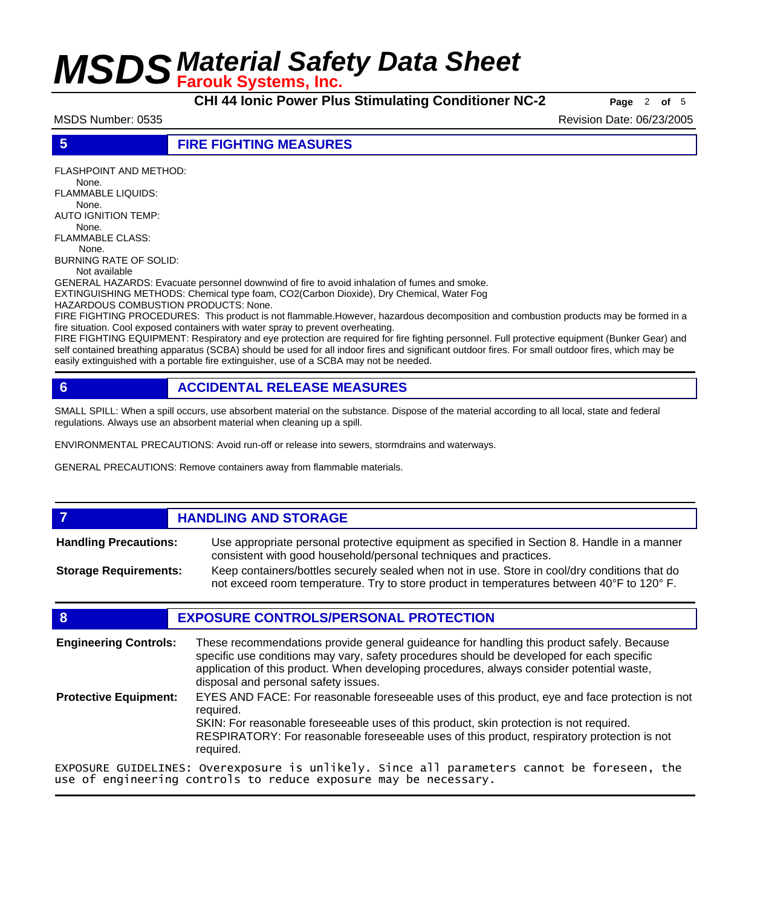## 5 FIRE FIGHTING MEASURES

FLASHPOINT AND METHOD:
None.
FLAMMABLE LIQUIDS:
None.
AUTO IGNITION TEMP:
None.
FLAMMABLE CLASS:
None.
BURNING RATE OF SOLID:
Not available
GENERAL HAZARDS: Evacuate personnel downwind of fire to avoid inhalation of fumes and smoke.
EXTINGUISHING METHODS: Chemical type foam, CO2(Carbon Dioxide), Dry Chemical, Water Fog
HAZARDOUS COMBUSTION PRODUCTS: None.
FIRE FIGHTING PROCEDURES: This product is not flammable.However, hazardous decomposition and combustion products may be formed in a fire situation. Cool exposed containers with water spray to prevent overheating.
FIRE FIGHTING EQUIPMENT: Respiratory and eye protection are required for fire fighting personnel. Full protective equipment (Bunker Gear) and self contained breathing apparatus (SCBA) should be used for all indoor fires and significant outdoor fires. For small outdoor fires, which may be easily extinguished with a portable fire extinguisher, use of a SCBA may not be needed.

## 6 ACCIDENTAL RELEASE MEASURES

SMALL SPILL: When a spill occurs, use absorbent material on the substance. Dispose of the material according to all local, state and federal regulations. Always use an absorbent material when cleaning up a spill.

ENVIRONMENTAL PRECAUTIONS: Avoid run-off or release into sewers, stormdrains and waterways.

GENERAL PRECAUTIONS: Remove containers away from flammable materials.

## 7 HANDLING AND STORAGE

**Handling Precautions:** Use appropriate personal protective equipment as specified in Section 8. Handle in a manner consistent with good household/personal techniques and practices.

**Storage Requirements:** Keep containers/bottles securely sealed when not in use. Store in cool/dry conditions that do not exceed room temperature. Try to store product in temperatures between 40°F to 120° F.

## 8 EXPOSURE CONTROLS/PERSONAL PROTECTION

**Engineering Controls:** These recommendations provide general guideance for handling this product safely. Because specific use conditions may vary, safety procedures should be developed for each specific application of this product. When developing procedures, always consider potential waste, disposal and personal safety issues.

**Protective Equipment:** EYES AND FACE: For reasonable foreseeable uses of this product, eye and face protection is not required.
SKIN: For reasonable foreseeable uses of this product, skin protection is not required.
RESPIRATORY: For reasonable foreseeable uses of this product, respiratory protection is not required.

EXPOSURE GUIDELINES: Overexposure is unlikely. Since all parameters cannot be foreseen, the use of engineering controls to reduce exposure may be necessary.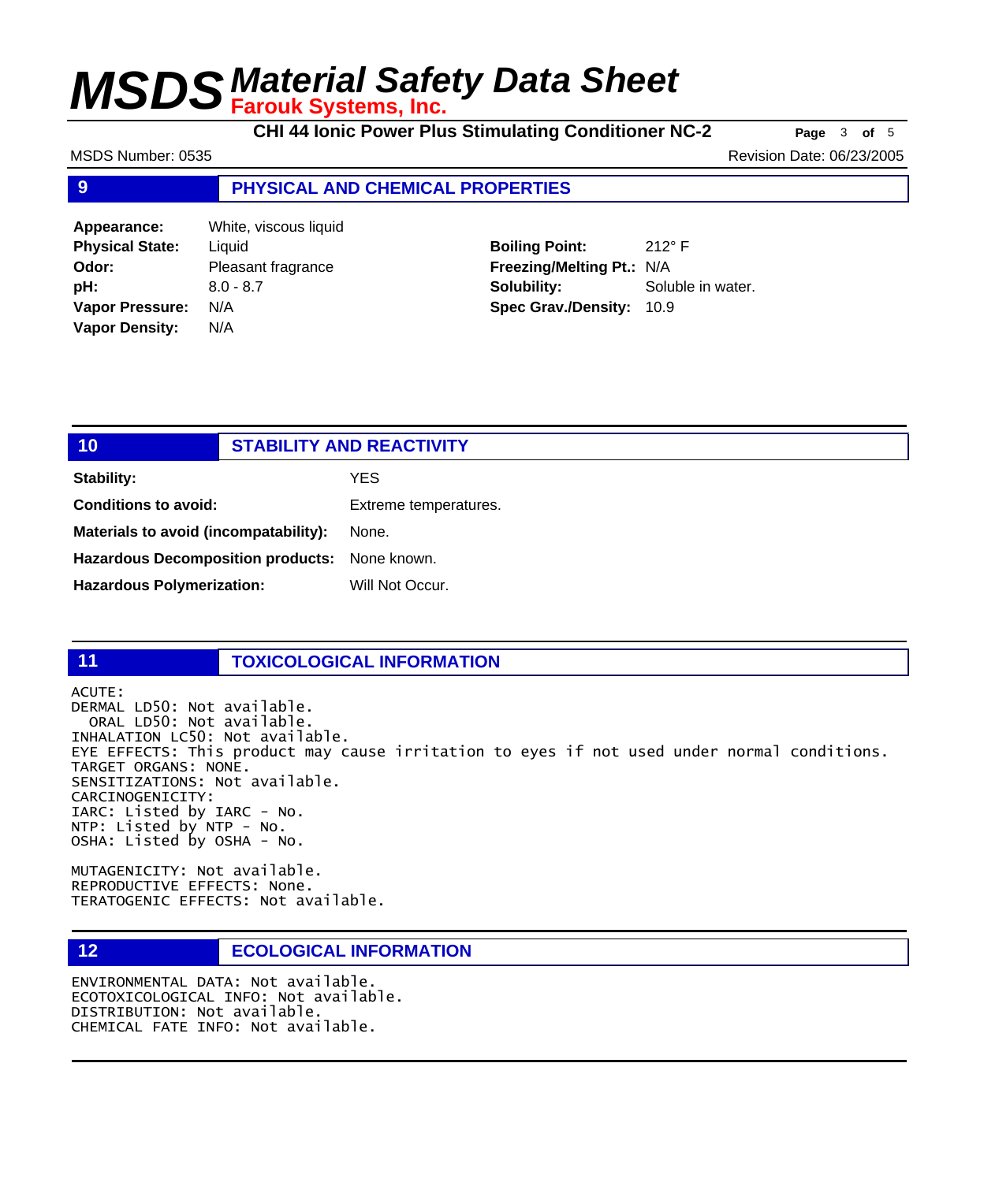## 9 PHYSICAL AND CHEMICAL PROPERTIES

**Appearance:** White, viscous liquid
**Physical State:** Liquid
**Odor:** Pleasant fragrance
**pH:** 8.0 - 8.7
**Vapor Pressure:** N/A
**Vapor Density:** N/A

**Boiling Point:** 212° F
**Freezing/Melting Pt.:** N/A
**Solubility:** Soluble in water.
**Spec Grav./Density:** 10.9

## 10 STABILITY AND REACTIVITY

**Stability:** YES

**Conditions to avoid:** Extreme temperatures.

**Materials to avoid (incompatability):** None.

**Hazardous Decomposition products:** None known.

**Hazardous Polymerization:** Will Not Occur.

## 11 TOXICOLOGICAL INFORMATION

```
ACUTE:
DERMAL LD50: Not available.
  ORAL LD50: Not available.
INHALATION LC50: Not available.
EYE EFFECTS: This product may cause irritation to eyes if not used under normal conditions.
TARGET ORGANS: NONE.
SENSITIZATIONS: Not available.
CARCINOGENICITY:
IARC: Listed by IARC - No.
NTP: Listed by NTP - No.
OSHA: Listed by OSHA - No.

MUTAGENICITY: Not available.
REPRODUCTIVE EFFECTS: None.
TERATOGENIC EFFECTS: Not available.
```

## 12 ECOLOGICAL INFORMATION

```
ENVIRONMENTAL DATA: Not available.
ECOTOXICOLOGICAL INFO: Not available.
DISTRIBUTION: Not available.
CHEMICAL FATE INFO: Not available.
```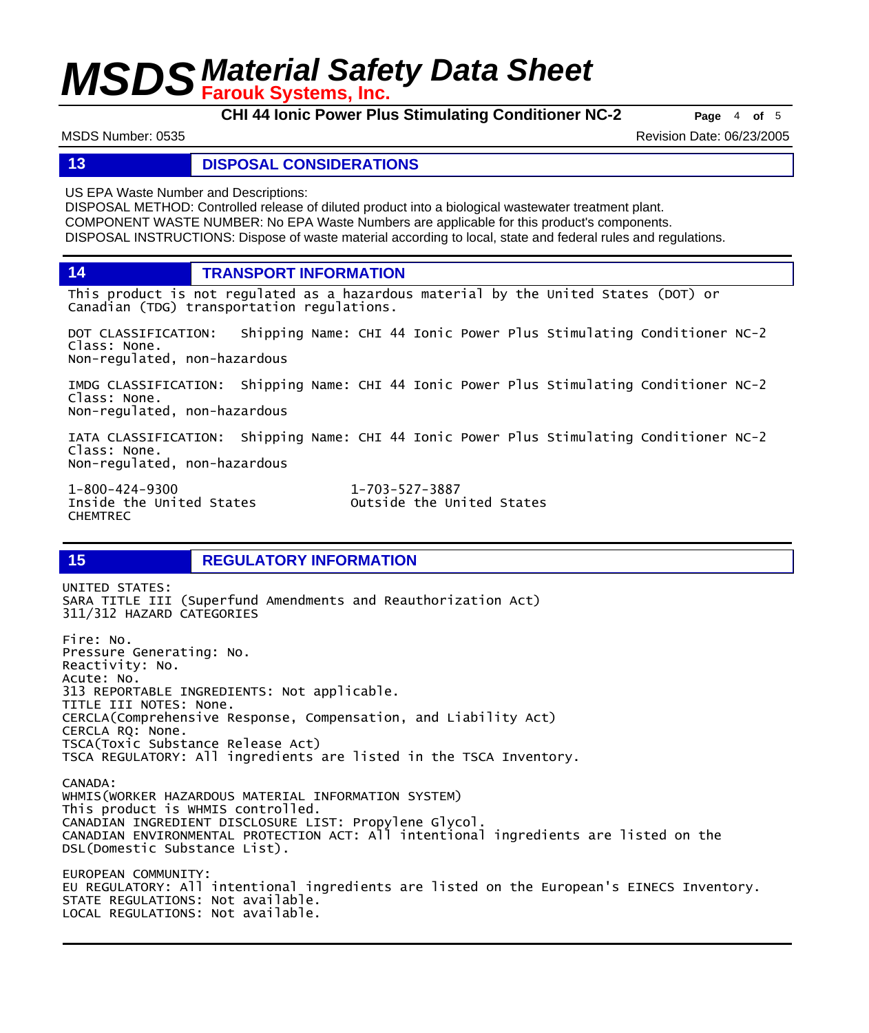## 13 DISPOSAL CONSIDERATIONS

US EPA Waste Number and Descriptions:
DISPOSAL METHOD: Controlled release of diluted product into a biological wastewater treatment plant.
COMPONENT WASTE NUMBER: No EPA Waste Numbers are applicable for this product's components.
DISPOSAL INSTRUCTIONS: Dispose of waste material according to local, state and federal rules and regulations.

## 14 TRANSPORT INFORMATION

This product is not regulated as a hazardous material by the United States (DOT) or Canadian (TDG) transportation regulations.

DOT CLASSIFICATION: Shipping Name: CHI 44 Ionic Power Plus Stimulating Conditioner NC-2
Class: None.
Non-regulated, non-hazardous

IMDG CLASSIFICATION: Shipping Name: CHI 44 Ionic Power Plus Stimulating Conditioner NC-2
Class: None.
Non-regulated, non-hazardous

IATA CLASSIFICATION: Shipping Name: CHI 44 Ionic Power Plus Stimulating Conditioner NC-2
Class: None.
Non-regulated, non-hazardous

1-800-424-9300
Inside the United States
CHEMTREC

1-703-527-3887
Outside the United States

## 15 REGULATORY INFORMATION

UNITED STATES:
SARA TITLE III (Superfund Amendments and Reauthorization Act)
311/312 HAZARD CATEGORIES

Fire: No.
Pressure Generating: No.
Reactivity: No.
Acute: No.
313 REPORTABLE INGREDIENTS: Not applicable.
TITLE III NOTES: None.
CERCLA(Comprehensive Response, Compensation, and Liability Act)
CERCLA RQ: None.
TSCA(Toxic Substance Release Act)
TSCA REGULATORY: All ingredients are listed in the TSCA Inventory.

CANADA:
WHMIS(WORKER HAZARDOUS MATERIAL INFORMATION SYSTEM)
This product is WHMIS controlled.
CANADIAN INGREDIENT DISCLOSURE LIST: Propylene Glycol.
CANADIAN ENVIRONMENTAL PROTECTION ACT: All intentional ingredients are listed on the DSL(Domestic Substance List).

EUROPEAN COMMUNITY:
EU REGULATORY: All intentional ingredients are listed on the European's EINECS Inventory.
STATE REGULATIONS: Not available.
LOCAL REGULATIONS: Not available.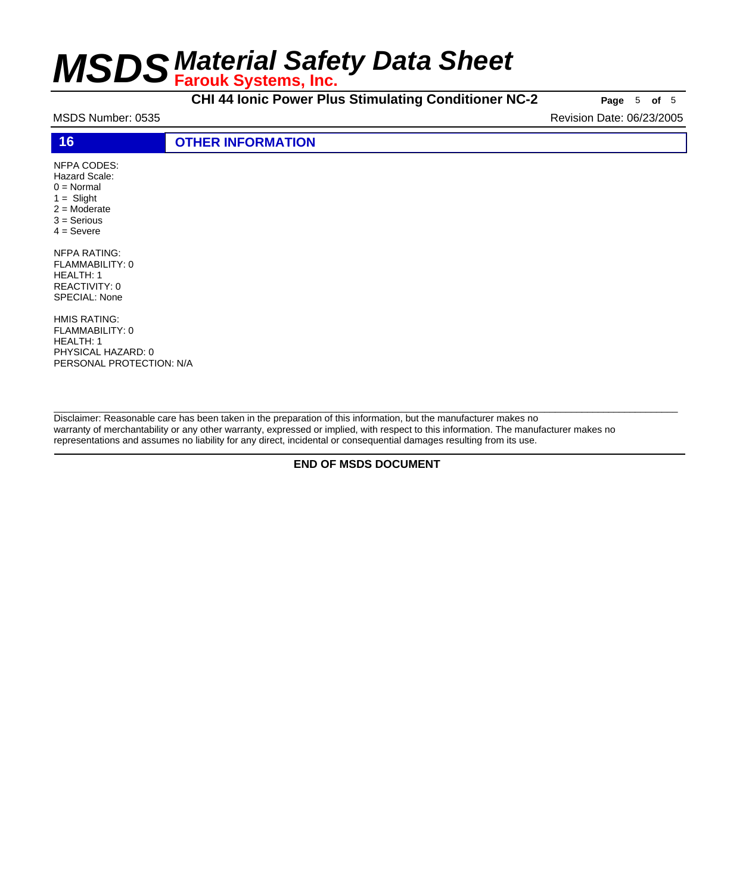## 16 OTHER INFORMATION

NFPA CODES:
Hazard Scale:
0 = Normal
1 = Slight
2 = Moderate
3 = Serious
4 = Severe

NFPA RATING:
FLAMMABILITY: 0
HEALTH: 1
REACTIVITY: 0
SPECIAL: None

HMIS RATING:
FLAMMABILITY: 0
HEALTH: 1
PHYSICAL HAZARD: 0
PERSONAL PROTECTION: N/A

---

Disclaimer: Reasonable care has been taken in the preparation of this information, but the manufacturer makes no warranty of merchantability or any other warranty, expressed or implied, with respect to this information. The manufacturer makes no representations and assumes no liability for any direct, incidental or consequential damages resulting from its use.

---

**END OF MSDS DOCUMENT**